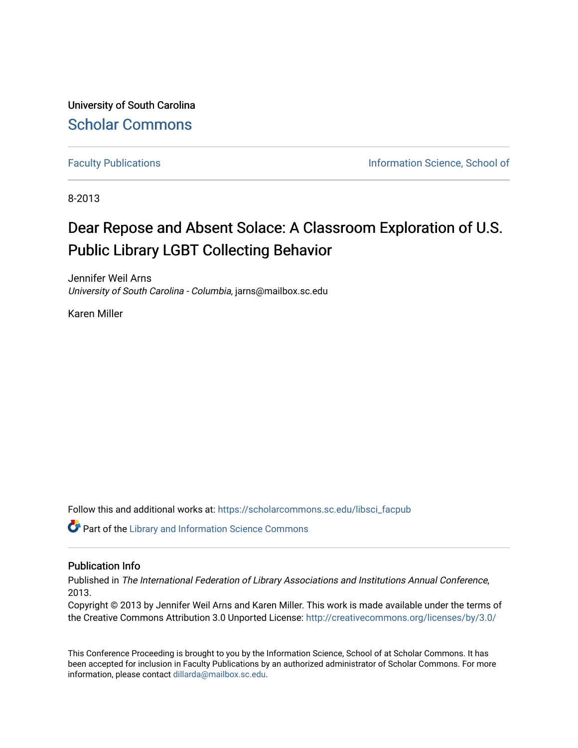University of South Carolina

Scholar Commons

Faculty Publications | Information Science, School of

8-2013

# Dear Repose and Absent Solace: A Classroom Exploration of U.S. Public Library LGBT Collecting Behavior

Jennifer Weil Arns
*University of South Carolina - Columbia*, jarns@mailbox.sc.edu

Karen Miller

Follow this and additional works at: https://scholarcommons.sc.edu/libsci_facpub

Part of the Library and Information Science Commons

## Publication Info

Published in *The International Federation of Library Associations and Institutions Annual Conference*, 2013.

Copyright © 2013 by Jennifer Weil Arns and Karen Miller. This work is made available under the terms of the Creative Commons Attribution 3.0 Unported License: http://creativecommons.org/licenses/by/3.0/

This Conference Proceeding is brought to you by the Information Science, School of at Scholar Commons. It has been accepted for inclusion in Faculty Publications by an authorized administrator of Scholar Commons. For more information, please contact dillarda@mailbox.sc.edu.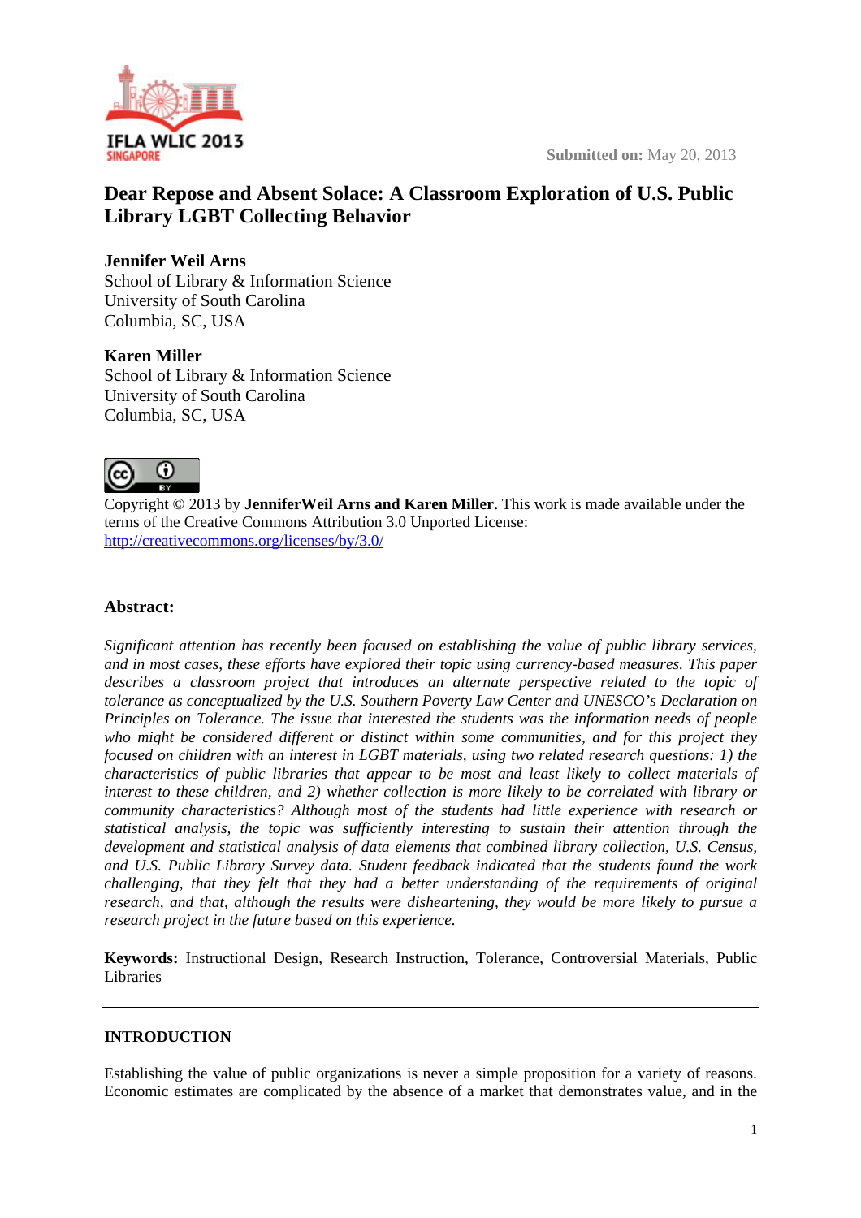Submitted on: May 20, 2013

# Dear Repose and Absent Solace: A Classroom Exploration of U.S. Public Library LGBT Collecting Behavior

**Jennifer Weil Arns**
School of Library & Information Science
University of South Carolina
Columbia, SC, USA

**Karen Miller**
School of Library & Information Science
University of South Carolina
Columbia, SC, USA

Copyright © 2013 by **JenniferWeil Arns and Karen Miller.** This work is made available under the terms of the Creative Commons Attribution 3.0 Unported License: http://creativecommons.org/licenses/by/3.0/

---

## Abstract:

*Significant attention has recently been focused on establishing the value of public library services, and in most cases, these efforts have explored their topic using currency-based measures. This paper describes a classroom project that introduces an alternate perspective related to the topic of tolerance as conceptualized by the U.S. Southern Poverty Law Center and UNESCO's Declaration on Principles on Tolerance. The issue that interested the students was the information needs of people who might be considered different or distinct within some communities, and for this project they focused on children with an interest in LGBT materials, using two related research questions: 1) the characteristics of public libraries that appear to be most and least likely to collect materials of interest to these children, and 2) whether collection is more likely to be correlated with library or community characteristics? Although most of the students had little experience with research or statistical analysis, the topic was sufficiently interesting to sustain their attention through the development and statistical analysis of data elements that combined library collection, U.S. Census, and U.S. Public Library Survey data. Student feedback indicated that the students found the work challenging, that they felt that they had a better understanding of the requirements of original research, and that, although the results were disheartening, they would be more likely to pursue a research project in the future based on this experience.*

**Keywords:** Instructional Design, Research Instruction, Tolerance, Controversial Materials, Public Libraries

---

## INTRODUCTION

Establishing the value of public organizations is never a simple proposition for a variety of reasons. Economic estimates are complicated by the absence of a market that demonstrates value, and in the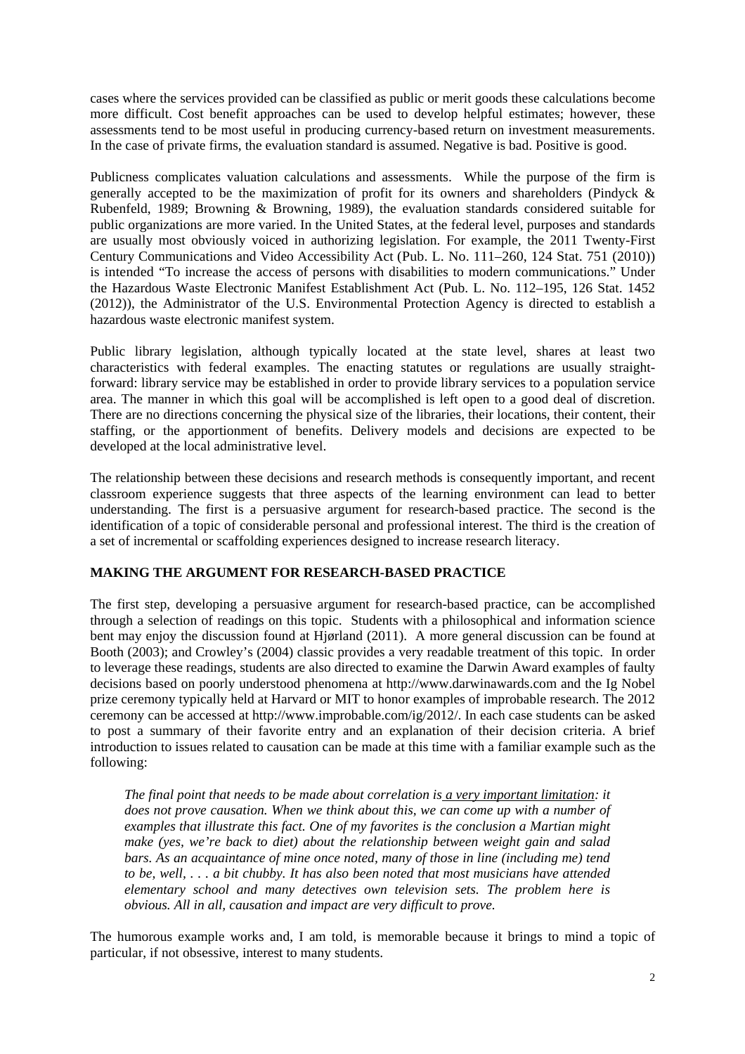cases where the services provided can be classified as public or merit goods these calculations become more difficult. Cost benefit approaches can be used to develop helpful estimates; however, these assessments tend to be most useful in producing currency-based return on investment measurements. In the case of private firms, the evaluation standard is assumed. Negative is bad. Positive is good.

Publicness complicates valuation calculations and assessments. While the purpose of the firm is generally accepted to be the maximization of profit for its owners and shareholders (Pindyck & Rubenfeld, 1989; Browning & Browning, 1989), the evaluation standards considered suitable for public organizations are more varied. In the United States, at the federal level, purposes and standards are usually most obviously voiced in authorizing legislation. For example, the 2011 Twenty-First Century Communications and Video Accessibility Act (Pub. L. No. 111–260, 124 Stat. 751 (2010)) is intended "To increase the access of persons with disabilities to modern communications." Under the Hazardous Waste Electronic Manifest Establishment Act (Pub. L. No. 112–195, 126 Stat. 1452 (2012)), the Administrator of the U.S. Environmental Protection Agency is directed to establish a hazardous waste electronic manifest system.

Public library legislation, although typically located at the state level, shares at least two characteristics with federal examples. The enacting statutes or regulations are usually straight-forward: library service may be established in order to provide library services to a population service area. The manner in which this goal will be accomplished is left open to a good deal of discretion. There are no directions concerning the physical size of the libraries, their locations, their content, their staffing, or the apportionment of benefits. Delivery models and decisions are expected to be developed at the local administrative level.

The relationship between these decisions and research methods is consequently important, and recent classroom experience suggests that three aspects of the learning environment can lead to better understanding. The first is a persuasive argument for research-based practice. The second is the identification of a topic of considerable personal and professional interest. The third is the creation of a set of incremental or scaffolding experiences designed to increase research literacy.

## MAKING THE ARGUMENT FOR RESEARCH-BASED PRACTICE

The first step, developing a persuasive argument for research-based practice, can be accomplished through a selection of readings on this topic. Students with a philosophical and information science bent may enjoy the discussion found at Hjørland (2011). A more general discussion can be found at Booth (2003); and Crowley's (2004) classic provides a very readable treatment of this topic. In order to leverage these readings, students are also directed to examine the Darwin Award examples of faulty decisions based on poorly understood phenomena at http://www.darwinawards.com and the Ig Nobel prize ceremony typically held at Harvard or MIT to honor examples of improbable research. The 2012 ceremony can be accessed at http://www.improbable.com/ig/2012/. In each case students can be asked to post a summary of their favorite entry and an explanation of their decision criteria. A brief introduction to issues related to causation can be made at this time with a familiar example such as the following:

> *The final point that needs to be made about correlation is <u>a very important limitation</u>: it does not prove causation. When we think about this, we can come up with a number of examples that illustrate this fact. One of my favorites is the conclusion a Martian might make (yes, we're back to diet) about the relationship between weight gain and salad bars. As an acquaintance of mine once noted, many of those in line (including me) tend to be, well, . . . a bit chubby. It has also been noted that most musicians have attended elementary school and many detectives own television sets. The problem here is obvious. All in all, causation and impact are very difficult to prove.*

The humorous example works and, I am told, is memorable because it brings to mind a topic of particular, if not obsessive, interest to many students.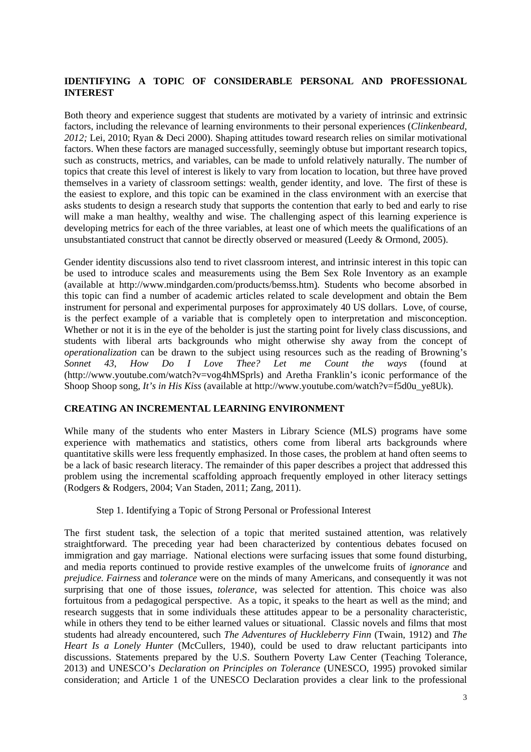## IDENTIFYING A TOPIC OF CONSIDERABLE PERSONAL AND PROFESSIONAL INTEREST

Both theory and experience suggest that students are motivated by a variety of intrinsic and extrinsic factors, including the relevance of learning environments to their personal experiences (*Clinkenbeard, 2012;* Lei, 2010; Ryan & Deci 2000). Shaping attitudes toward research relies on similar motivational factors. When these factors are managed successfully, seemingly obtuse but important research topics, such as constructs, metrics, and variables, can be made to unfold relatively naturally. The number of topics that create this level of interest is likely to vary from location to location, but three have proved themselves in a variety of classroom settings: wealth, gender identity, and love. The first of these is the easiest to explore, and this topic can be examined in the class environment with an exercise that asks students to design a research study that supports the contention that early to bed and early to rise will make a man healthy, wealthy and wise. The challenging aspect of this learning experience is developing metrics for each of the three variables, at least one of which meets the qualifications of an unsubstantiated construct that cannot be directly observed or measured (Leedy & Ormond, 2005).

Gender identity discussions also tend to rivet classroom interest, and intrinsic interest in this topic can be used to introduce scales and measurements using the Bem Sex Role Inventory as an example (available at http://www.mindgarden.com/products/bemss.htm). Students who become absorbed in this topic can find a number of academic articles related to scale development and obtain the Bem instrument for personal and experimental purposes for approximately 40 US dollars. Love, of course, is the perfect example of a variable that is completely open to interpretation and misconception. Whether or not it is in the eye of the beholder is just the starting point for lively class discussions, and students with liberal arts backgrounds who might otherwise shy away from the concept of *operationalization* can be drawn to the subject using resources such as the reading of Browning's *Sonnet 43*, *How Do I Love Thee? Let me Count the ways* (found at (http://www.youtube.com/watch?v=vog4hMSprls) and Aretha Franklin's iconic performance of the Shoop Shoop song, *It's in His Kiss* (available at http://www.youtube.com/watch?v=f5d0u_ye8Uk).

## CREATING AN INCREMENTAL LEARNING ENVIRONMENT

While many of the students who enter Masters in Library Science (MLS) programs have some experience with mathematics and statistics, others come from liberal arts backgrounds where quantitative skills were less frequently emphasized. In those cases, the problem at hand often seems to be a lack of basic research literacy. The remainder of this paper describes a project that addressed this problem using the incremental scaffolding approach frequently employed in other literacy settings (Rodgers & Rodgers, 2004; Van Staden, 2011; Zang, 2011).

### Step 1. Identifying a Topic of Strong Personal or Professional Interest

The first student task, the selection of a topic that merited sustained attention, was relatively straightforward. The preceding year had been characterized by contentious debates focused on immigration and gay marriage. National elections were surfacing issues that some found disturbing, and media reports continued to provide restive examples of the unwelcome fruits of *ignorance* and *prejudice. Fairness* and *tolerance* were on the minds of many Americans, and consequently it was not surprising that one of those issues, *tolerance*, was selected for attention. This choice was also fortuitous from a pedagogical perspective. As a topic, it speaks to the heart as well as the mind; and research suggests that in some individuals these attitudes appear to be a personality characteristic, while in others they tend to be either learned values or situational. Classic novels and films that most students had already encountered, such *The Adventures of Huckleberry Finn* (Twain, 1912) and *The Heart Is a Lonely Hunter* (McCullers, 1940), could be used to draw reluctant participants into discussions. Statements prepared by the U.S. Southern Poverty Law Center (Teaching Tolerance, 2013) and UNESCO's *Declaration on Principles on Tolerance* (UNESCO, 1995) provoked similar consideration; and Article 1 of the UNESCO Declaration provides a clear link to the professional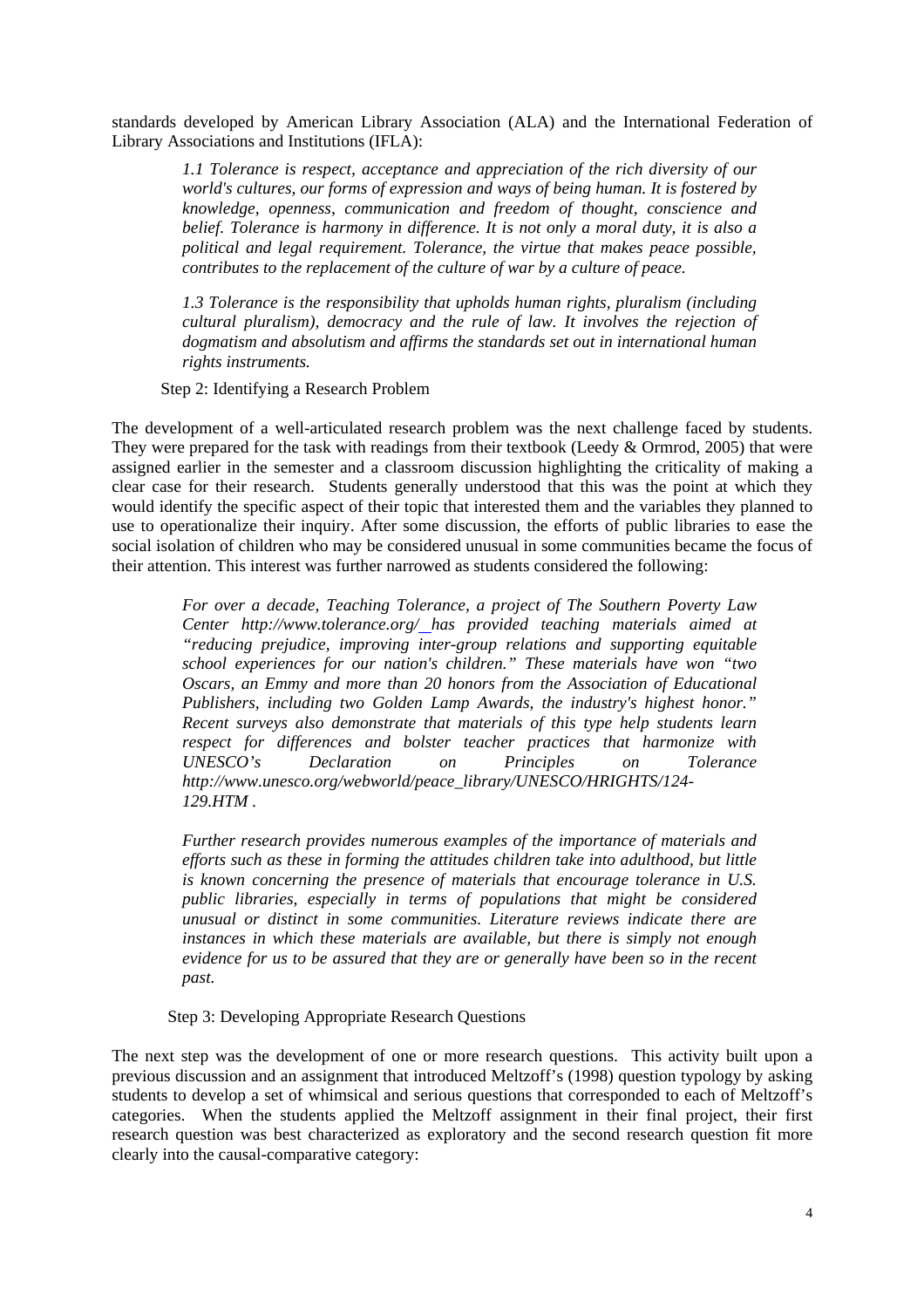standards developed by American Library Association (ALA) and the International Federation of Library Associations and Institutions (IFLA):

> *1.1 Tolerance is respect, acceptance and appreciation of the rich diversity of our world's cultures, our forms of expression and ways of being human. It is fostered by knowledge, openness, communication and freedom of thought, conscience and belief. Tolerance is harmony in difference. It is not only a moral duty, it is also a political and legal requirement. Tolerance, the virtue that makes peace possible, contributes to the replacement of the culture of war by a culture of peace.*
>
> *1.3 Tolerance is the responsibility that upholds human rights, pluralism (including cultural pluralism), democracy and the rule of law. It involves the rejection of dogmatism and absolutism and affirms the standards set out in international human rights instruments.*

Step 2: Identifying a Research Problem

The development of a well-articulated research problem was the next challenge faced by students. They were prepared for the task with readings from their textbook (Leedy & Ormrod, 2005) that were assigned earlier in the semester and a classroom discussion highlighting the criticality of making a clear case for their research. Students generally understood that this was the point at which they would identify the specific aspect of their topic that interested them and the variables they planned to use to operationalize their inquiry. After some discussion, the efforts of public libraries to ease the social isolation of children who may be considered unusual in some communities became the focus of their attention. This interest was further narrowed as students considered the following:

> *For over a decade, Teaching Tolerance, a project of The Southern Poverty Law Center http://www.tolerance.org/ has provided teaching materials aimed at "reducing prejudice, improving inter-group relations and supporting equitable school experiences for our nation's children." These materials have won "two Oscars, an Emmy and more than 20 honors from the Association of Educational Publishers, including two Golden Lamp Awards, the industry's highest honor." Recent surveys also demonstrate that materials of this type help students learn respect for differences and bolster teacher practices that harmonize with UNESCO's Declaration on Principles on Tolerance http://www.unesco.org/webworld/peace_library/UNESCO/HRIGHTS/124-129.HTM .*
>
> *Further research provides numerous examples of the importance of materials and efforts such as these in forming the attitudes children take into adulthood, but little is known concerning the presence of materials that encourage tolerance in U.S. public libraries, especially in terms of populations that might be considered unusual or distinct in some communities. Literature reviews indicate there are instances in which these materials are available, but there is simply not enough evidence for us to be assured that they are or generally have been so in the recent past.*

Step 3: Developing Appropriate Research Questions

The next step was the development of one or more research questions. This activity built upon a previous discussion and an assignment that introduced Meltzoff's (1998) question typology by asking students to develop a set of whimsical and serious questions that corresponded to each of Meltzoff's categories. When the students applied the Meltzoff assignment in their final project, their first research question was best characterized as exploratory and the second research question fit more clearly into the causal-comparative category: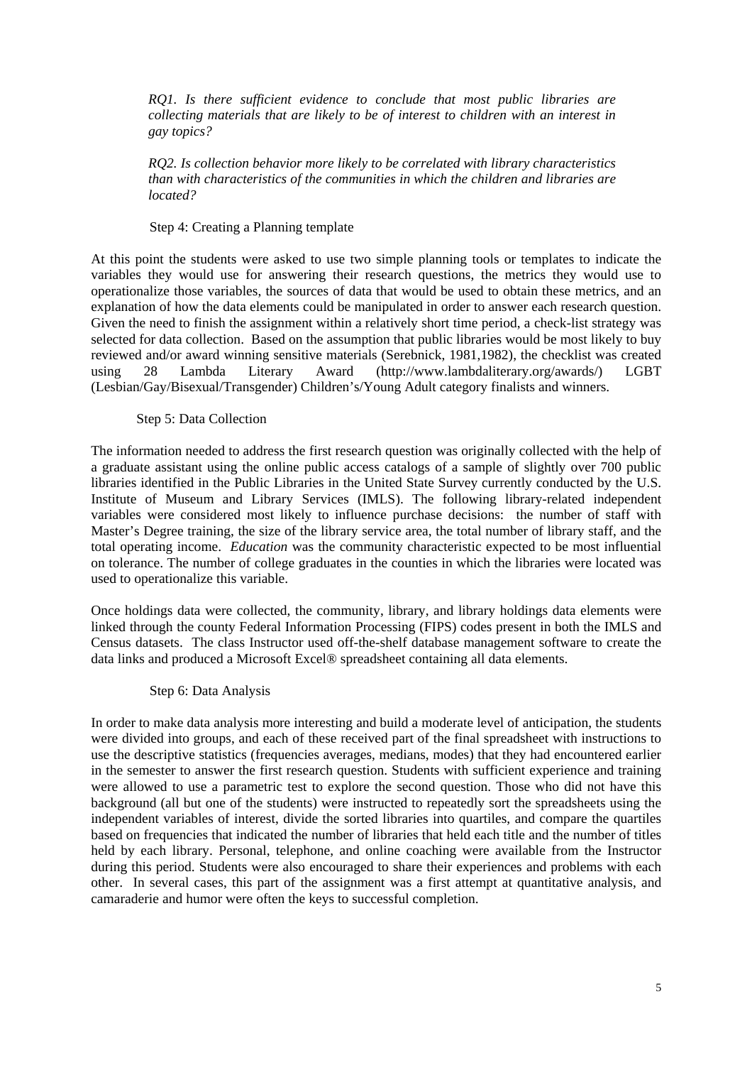*RQ1. Is there sufficient evidence to conclude that most public libraries are collecting materials that are likely to be of interest to children with an interest in gay topics?*

*RQ2. Is collection behavior more likely to be correlated with library characteristics than with characteristics of the communities in which the children and libraries are located?*

Step 4: Creating a Planning template

At this point the students were asked to use two simple planning tools or templates to indicate the variables they would use for answering their research questions, the metrics they would use to operationalize those variables, the sources of data that would be used to obtain these metrics, and an explanation of how the data elements could be manipulated in order to answer each research question. Given the need to finish the assignment within a relatively short time period, a check-list strategy was selected for data collection. Based on the assumption that public libraries would be most likely to buy reviewed and/or award winning sensitive materials (Serebnick, 1981,1982), the checklist was created using 28 Lambda Literary Award (http://www.lambdaliterary.org/awards/) LGBT (Lesbian/Gay/Bisexual/Transgender) Children's/Young Adult category finalists and winners.

Step 5: Data Collection

The information needed to address the first research question was originally collected with the help of a graduate assistant using the online public access catalogs of a sample of slightly over 700 public libraries identified in the Public Libraries in the United State Survey currently conducted by the U.S. Institute of Museum and Library Services (IMLS). The following library-related independent variables were considered most likely to influence purchase decisions: the number of staff with Master's Degree training, the size of the library service area, the total number of library staff, and the total operating income. *Education* was the community characteristic expected to be most influential on tolerance. The number of college graduates in the counties in which the libraries were located was used to operationalize this variable.

Once holdings data were collected, the community, library, and library holdings data elements were linked through the county Federal Information Processing (FIPS) codes present in both the IMLS and Census datasets. The class Instructor used off-the-shelf database management software to create the data links and produced a Microsoft Excel® spreadsheet containing all data elements.

Step 6: Data Analysis

In order to make data analysis more interesting and build a moderate level of anticipation, the students were divided into groups, and each of these received part of the final spreadsheet with instructions to use the descriptive statistics (frequencies averages, medians, modes) that they had encountered earlier in the semester to answer the first research question. Students with sufficient experience and training were allowed to use a parametric test to explore the second question. Those who did not have this background (all but one of the students) were instructed to repeatedly sort the spreadsheets using the independent variables of interest, divide the sorted libraries into quartiles, and compare the quartiles based on frequencies that indicated the number of libraries that held each title and the number of titles held by each library. Personal, telephone, and online coaching were available from the Instructor during this period. Students were also encouraged to share their experiences and problems with each other. In several cases, this part of the assignment was a first attempt at quantitative analysis, and camaraderie and humor were often the keys to successful completion.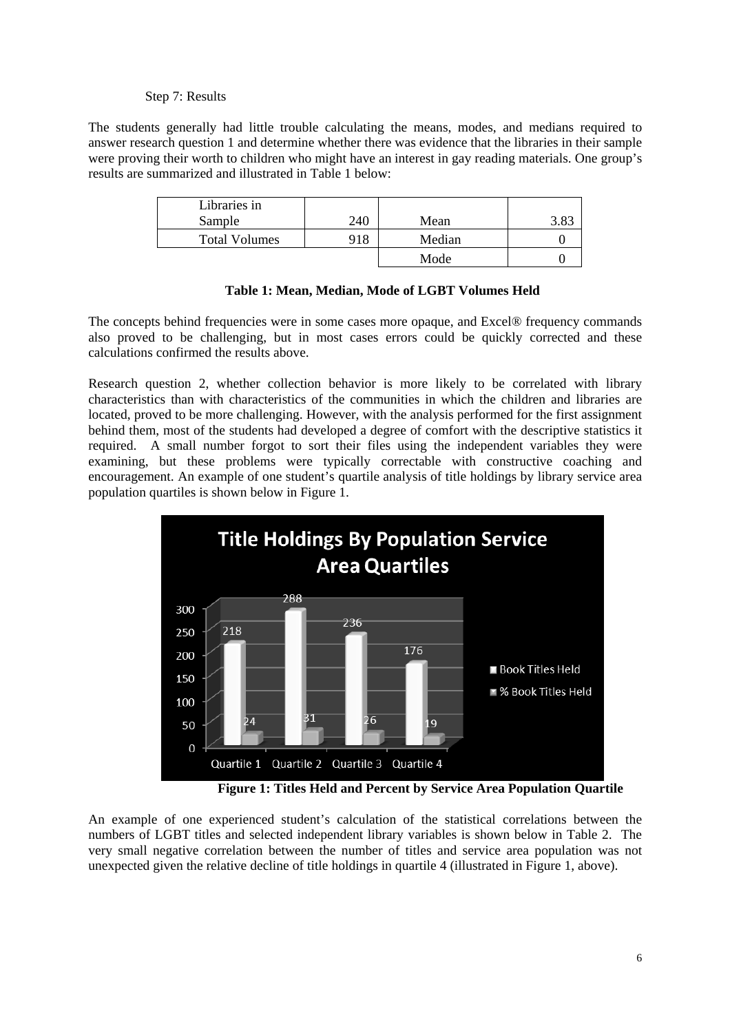Step 7: Results

The students generally had little trouble calculating the means, modes, and medians required to answer research question 1 and determine whether there was evidence that the libraries in their sample were proving their worth to children who might have an interest in gay reading materials. One group's results are summarized and illustrated in Table 1 below:

| Libraries in Sample | 240 | Mean | 3.83 |
|---|---|---|---|
| Total Volumes | 918 | Median | 0 |
| | | Mode | 0 |

**Table 1: Mean, Median, Mode of LGBT Volumes Held**

The concepts behind frequencies were in some cases more opaque, and Excel® frequency commands also proved to be challenging, but in most cases errors could be quickly corrected and these calculations confirmed the results above.

Research question 2, whether collection behavior is more likely to be correlated with library characteristics than with characteristics of the communities in which the children and libraries are located, proved to be more challenging. However, with the analysis performed for the first assignment behind them, most of the students had developed a degree of comfort with the descriptive statistics it required. A small number forgot to sort their files using the independent variables they were examining, but these problems were typically correctable with constructive coaching and encouragement. An example of one student's quartile analysis of title holdings by library service area population quartiles is shown below in Figure 1.

**Title Holdings By Population Service Area Quartiles**

| | Quartile 1 | Quartile 2 | Quartile 3 | Quartile 4 |
|---|---|---|---|---|
| Book Titles Held | 218 | 288 | 236 | 176 |
| % Book Titles Held | 24 | 31 | 26 | 19 |

**Figure 1: Titles Held and Percent by Service Area Population Quartile**

An example of one experienced student's calculation of the statistical correlations between the numbers of LGBT titles and selected independent library variables is shown below in Table 2. The very small negative correlation between the number of titles and service area population was not unexpected given the relative decline of title holdings in quartile 4 (illustrated in Figure 1, above).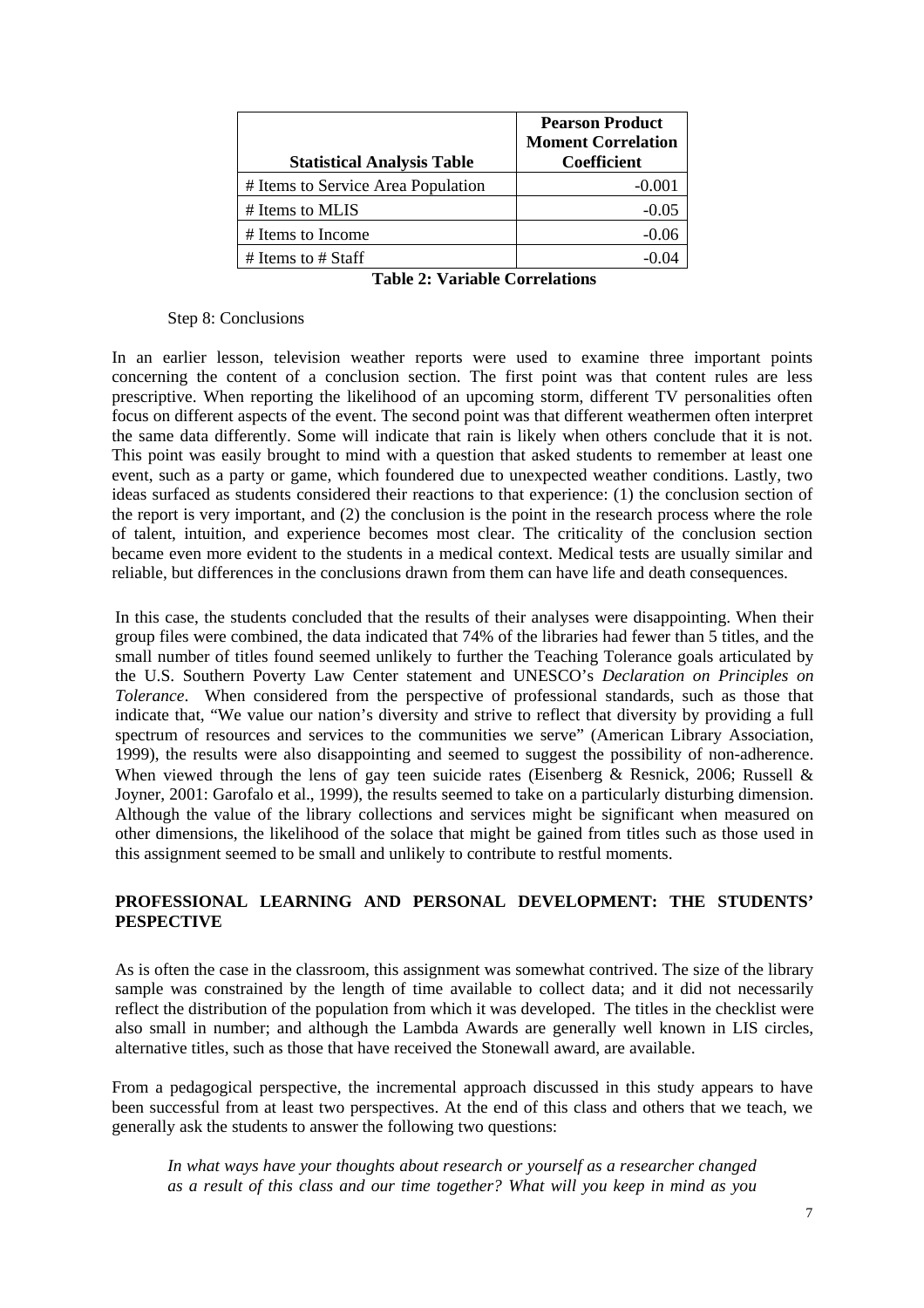| Statistical Analysis Table | Pearson Product Moment Correlation Coefficient |
| --- | --- |
| # Items to Service Area Population | -0.001 |
| # Items to MLIS | -0.05 |
| # Items to Income | -0.06 |
| # Items to # Staff | -0.04 |

**Table 2: Variable Correlations**

Step 8: Conclusions

In an earlier lesson, television weather reports were used to examine three important points concerning the content of a conclusion section. The first point was that content rules are less prescriptive. When reporting the likelihood of an upcoming storm, different TV personalities often focus on different aspects of the event. The second point was that different weathermen often interpret the same data differently. Some will indicate that rain is likely when others conclude that it is not. This point was easily brought to mind with a question that asked students to remember at least one event, such as a party or game, which foundered due to unexpected weather conditions. Lastly, two ideas surfaced as students considered their reactions to that experience: (1) the conclusion section of the report is very important, and (2) the conclusion is the point in the research process where the role of talent, intuition, and experience becomes most clear. The criticality of the conclusion section became even more evident to the students in a medical context. Medical tests are usually similar and reliable, but differences in the conclusions drawn from them can have life and death consequences.

In this case, the students concluded that the results of their analyses were disappointing. When their group files were combined, the data indicated that 74% of the libraries had fewer than 5 titles, and the small number of titles found seemed unlikely to further the Teaching Tolerance goals articulated by the U.S. Southern Poverty Law Center statement and UNESCO's *Declaration on Principles on Tolerance*. When considered from the perspective of professional standards, such as those that indicate that, "We value our nation's diversity and strive to reflect that diversity by providing a full spectrum of resources and services to the communities we serve" (American Library Association, 1999), the results were also disappointing and seemed to suggest the possibility of non-adherence. When viewed through the lens of gay teen suicide rates (Eisenberg & Resnick, 2006; Russell & Joyner, 2001: Garofalo et al., 1999), the results seemed to take on a particularly disturbing dimension. Although the value of the library collections and services might be significant when measured on other dimensions, the likelihood of the solace that might be gained from titles such as those used in this assignment seemed to be small and unlikely to contribute to restful moments.

## PROFESSIONAL LEARNING AND PERSONAL DEVELOPMENT: THE STUDENTS' PESPECTIVE

As is often the case in the classroom, this assignment was somewhat contrived. The size of the library sample was constrained by the length of time available to collect data; and it did not necessarily reflect the distribution of the population from which it was developed. The titles in the checklist were also small in number; and although the Lambda Awards are generally well known in LIS circles, alternative titles, such as those that have received the Stonewall award, are available.

From a pedagogical perspective, the incremental approach discussed in this study appears to have been successful from at least two perspectives. At the end of this class and others that we teach, we generally ask the students to answer the following two questions:

> *In what ways have your thoughts about research or yourself as a researcher changed as a result of this class and our time together? What will you keep in mind as you*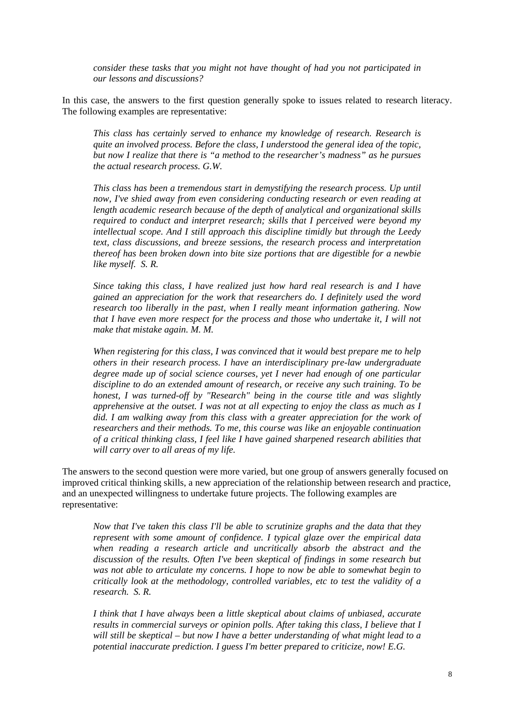*consider these tasks that you might not have thought of had you not participated in our lessons and discussions?*

In this case, the answers to the first question generally spoke to issues related to research literacy. The following examples are representative:

> *This class has certainly served to enhance my knowledge of research. Research is quite an involved process. Before the class, I understood the general idea of the topic, but now I realize that there is "a method to the researcher's madness" as he pursues the actual research process. G.W.*

> *This class has been a tremendous start in demystifying the research process. Up until now, I've shied away from even considering conducting research or even reading at length academic research because of the depth of analytical and organizational skills required to conduct and interpret research; skills that I perceived were beyond my intellectual scope. And I still approach this discipline timidly but through the Leedy text, class discussions, and breeze sessions, the research process and interpretation thereof has been broken down into bite size portions that are digestible for a newbie like myself. S. R.*

> *Since taking this class, I have realized just how hard real research is and I have gained an appreciation for the work that researchers do. I definitely used the word research too liberally in the past, when I really meant information gathering. Now that I have even more respect for the process and those who undertake it, I will not make that mistake again. M. M.*

> *When registering for this class, I was convinced that it would best prepare me to help others in their research process. I have an interdisciplinary pre-law undergraduate degree made up of social science courses, yet I never had enough of one particular discipline to do an extended amount of research, or receive any such training. To be honest, I was turned-off by "Research" being in the course title and was slightly apprehensive at the outset. I was not at all expecting to enjoy the class as much as I did. I am walking away from this class with a greater appreciation for the work of researchers and their methods. To me, this course was like an enjoyable continuation of a critical thinking class, I feel like I have gained sharpened research abilities that will carry over to all areas of my life.*

The answers to the second question were more varied, but one group of answers generally focused on improved critical thinking skills, a new appreciation of the relationship between research and practice, and an unexpected willingness to undertake future projects. The following examples are representative:

> *Now that I've taken this class I'll be able to scrutinize graphs and the data that they represent with some amount of confidence. I typical glaze over the empirical data when reading a research article and uncritically absorb the abstract and the discussion of the results. Often I've been skeptical of findings in some research but was not able to articulate my concerns. I hope to now be able to somewhat begin to critically look at the methodology, controlled variables, etc to test the validity of a research. S. R.*

> *I think that I have always been a little skeptical about claims of unbiased, accurate results in commercial surveys or opinion polls. After taking this class, I believe that I will still be skeptical – but now I have a better understanding of what might lead to a potential inaccurate prediction. I guess I'm better prepared to criticize, now! E.G.*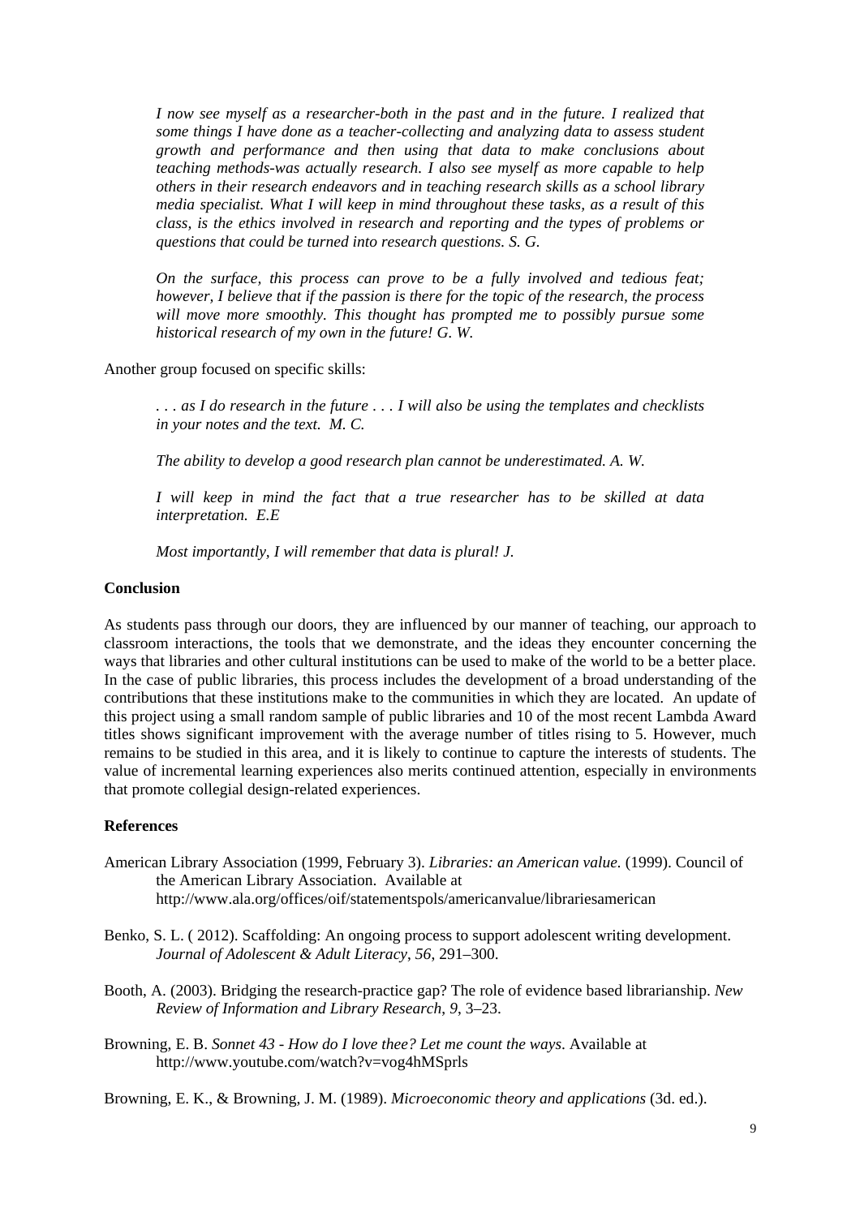> *I now see myself as a researcher-both in the past and in the future. I realized that some things I have done as a teacher-collecting and analyzing data to assess student growth and performance and then using that data to make conclusions about teaching methods-was actually research. I also see myself as more capable to help others in their research endeavors and in teaching research skills as a school library media specialist. What I will keep in mind throughout these tasks, as a result of this class, is the ethics involved in research and reporting and the types of problems or questions that could be turned into research questions. S. G.*

> *On the surface, this process can prove to be a fully involved and tedious feat; however, I believe that if the passion is there for the topic of the research, the process will move more smoothly. This thought has prompted me to possibly pursue some historical research of my own in the future! G. W.*

Another group focused on specific skills:

> *. . . as I do research in the future . . . I will also be using the templates and checklists in your notes and the text. M. C.*

> *The ability to develop a good research plan cannot be underestimated. A. W.*

> *I will keep in mind the fact that a true researcher has to be skilled at data interpretation. E.E*

> *Most importantly, I will remember that data is plural! J.*

**Conclusion**

As students pass through our doors, they are influenced by our manner of teaching, our approach to classroom interactions, the tools that we demonstrate, and the ideas they encounter concerning the ways that libraries and other cultural institutions can be used to make of the world to be a better place. In the case of public libraries, this process includes the development of a broad understanding of the contributions that these institutions make to the communities in which they are located. An update of this project using a small random sample of public libraries and 10 of the most recent Lambda Award titles shows significant improvement with the average number of titles rising to 5. However, much remains to be studied in this area, and it is likely to continue to capture the interests of students. The value of incremental learning experiences also merits continued attention, especially in environments that promote collegial design-related experiences.

**References**

American Library Association (1999, February 3). *Libraries: an American value.* (1999). Council of the American Library Association. Available at http://www.ala.org/offices/oif/statementspols/americanvalue/librariesamerican

Benko, S. L. ( 2012). Scaffolding: An ongoing process to support adolescent writing development. *Journal of Adolescent & Adult Literacy*, *56*, 291–300.

Booth, A. (2003). Bridging the research-practice gap? The role of evidence based librarianship. *New Review of Information and Library Research*, *9*, 3–23.

Browning, E. B. *Sonnet 43 - How do I love thee? Let me count the ways*. Available at http://www.youtube.com/watch?v=vog4hMSprls

Browning, E. K., & Browning, J. M. (1989). *Microeconomic theory and applications* (3d. ed.).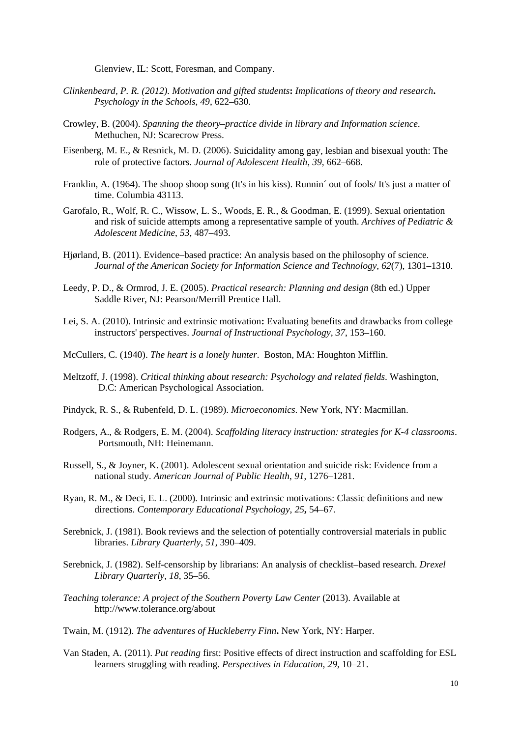Glenview, IL: Scott, Foresman, and Company.

*Clinkenbeard, P. R. (2012). Motivation and gifted students*: *Implications of theory and research*. *Psychology in the Schools*, *49*, 622–630.

Crowley, B. (2004). *Spanning the theory–practice divide in library and Information science*. Methuchen, NJ: Scarecrow Press.

Eisenberg, M. E., & Resnick, M. D. (2006). Suicidality among gay, lesbian and bisexual youth: The role of protective factors. *Journal of Adolescent Health*, *39*, 662–668.

Franklin, A. (1964). The shoop shoop song (It's in his kiss). Runnin´ out of fools/ It's just a matter of time. Columbia 43113.

Garofalo, R., Wolf, R. C., Wissow, L. S., Woods, E. R., & Goodman, E. (1999). Sexual orientation and risk of suicide attempts among a representative sample of youth. *Archives of Pediatric & Adolescent Medicine*, *53*, 487–493.

Hjørland, B. (2011). Evidence–based practice: An analysis based on the philosophy of science. *Journal of the American Society for Information Science and Technology*, *62*(7), 1301–1310.

Leedy, P. D., & Ormrod, J. E. (2005). *Practical research: Planning and design* (8th ed.) Upper Saddle River, NJ: Pearson/Merrill Prentice Hall.

Lei, S. A. (2010). Intrinsic and extrinsic motivation**:** Evaluating benefits and drawbacks from college instructors' perspectives. *Journal of Instructional Psychology*, *37*, 153–160.

McCullers, C. (1940). *The heart is a lonely hunter*. Boston, MA: Houghton Mifflin.

Meltzoff, J. (1998). *Critical thinking about research: Psychology and related fields*. Washington, D.C: American Psychological Association.

Pindyck, R. S., & Rubenfeld, D. L. (1989). *Microeconomics*. New York, NY: Macmillan.

Rodgers, A., & Rodgers, E. M. (2004). *Scaffolding literacy instruction: strategies for K-4 classrooms*. Portsmouth, NH: Heinemann.

Russell, S., & Joyner, K. (2001). Adolescent sexual orientation and suicide risk: Evidence from a national study. *American Journal of Public Health*, *91*, 1276–1281.

Ryan, R. M., & Deci, E. L. (2000). Intrinsic and extrinsic motivations: Classic definitions and new directions. *Contemporary Educational Psychology, 25***,** 54–67.

Serebnick, J. (1981). Book reviews and the selection of potentially controversial materials in public libraries. *Library Quarterly*, *51*, 390–409.

Serebnick, J. (1982). Self-censorship by librarians: An analysis of checklist–based research. *Drexel Library Quarterly*, *18*, 35–56.

*Teaching tolerance: A project of the Southern Poverty Law Center* (2013). Available at http://www.tolerance.org/about

Twain, M. (1912). *The adventures of Huckleberry Finn*. New York, NY: Harper.

Van Staden, A. (2011). *Put reading* first: Positive effects of direct instruction and scaffolding for ESL learners struggling with reading. *Perspectives in Education*, *29*, 10–21.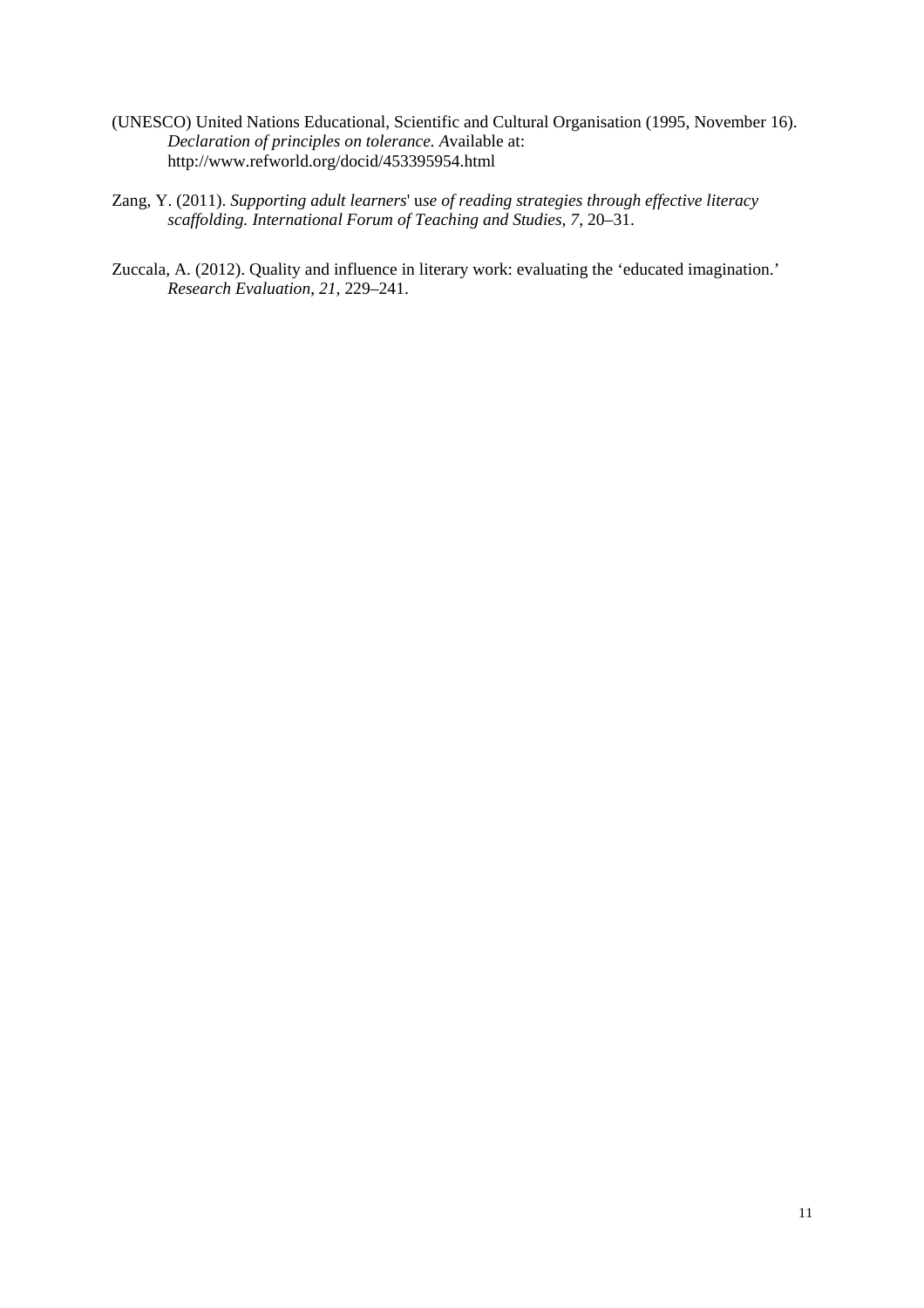(UNESCO) United Nations Educational, Scientific and Cultural Organisation (1995, November 16). *Declaration of principles on tolerance. A*vailable at: http://www.refworld.org/docid/453395954.html

Zang, Y. (2011). *Supporting adult learners*' u*se of reading strategies through effective literacy scaffolding. International Forum of Teaching and Studies*, *7*, 20–31.

Zuccala, A. (2012). Quality and influence in literary work: evaluating the 'educated imagination.' *Research Evaluation*, *21*, 229–241.